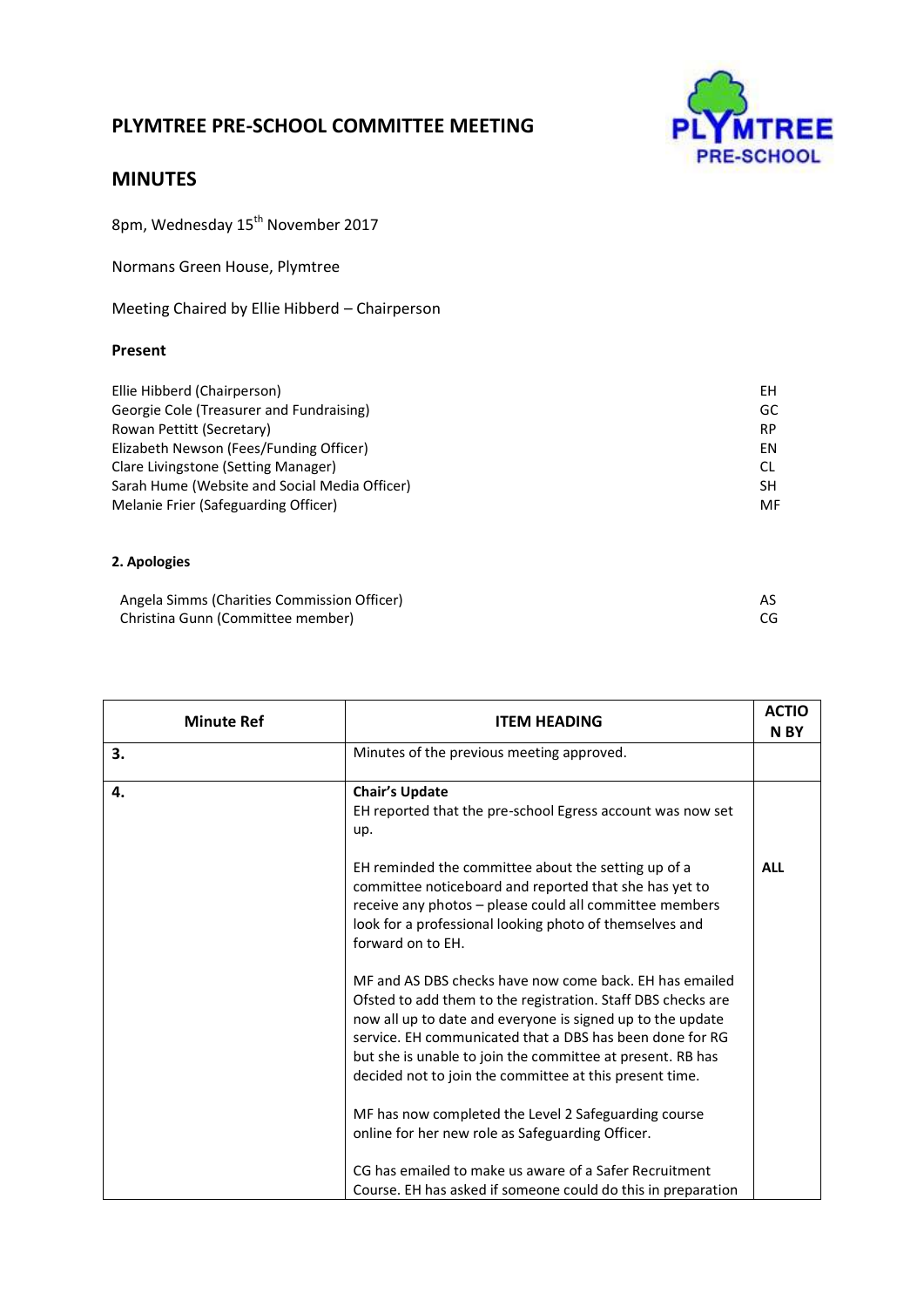# PLYMTREE PRE-SCHOOL COMMITTEE MEETING

## MINUTES

8pm, Wednesday 15th November 2017

Normans Green House, Plymtree

Meeting Chaired by Ellie Hibberd – Chairperson

**Present**

| | |
|---|---|
| Ellie Hibberd (Chairperson) | EH |
| Georgie Cole (Treasurer and Fundraising) | GC |
| Rowan Pettitt (Secretary) | RP |
| Elizabeth Newson (Fees/Funding Officer) | EN |
| Clare Livingstone (Setting Manager) | CL |
| Sarah Hume (Website and Social Media Officer) | SH |
| Melanie Frier (Safeguarding Officer) | MF |

**2. Apologies**

| | |
|---|---|
| Angela Simms (Charities Commission Officer) | AS |
| Christina Gunn (Committee member) | CG |

| Minute Ref | ITEM HEADING | ACTION BY |
|---|---|---|
| **3.** | Minutes of the previous meeting approved. | |
| **4.** | **Chair's Update**<br>EH reported that the pre-school Egress account was now set up.<br><br>EH reminded the committee about the setting up of a committee noticeboard and reported that she has yet to receive any photos – please could all committee members look for a professional looking photo of themselves and forward on to EH.<br><br>MF and AS DBS checks have now come back. EH has emailed Ofsted to add them to the registration. Staff DBS checks are now all up to date and everyone is signed up to the update service. EH communicated that a DBS has been done for RG but she is unable to join the committee at present. RB has decided not to join the committee at this present time.<br><br>MF has now completed the Level 2 Safeguarding course online for her new role as Safeguarding Officer.<br><br>CG has emailed to make us aware of a Safer Recruitment Course. EH has asked if someone could do this in preparation | **ALL** |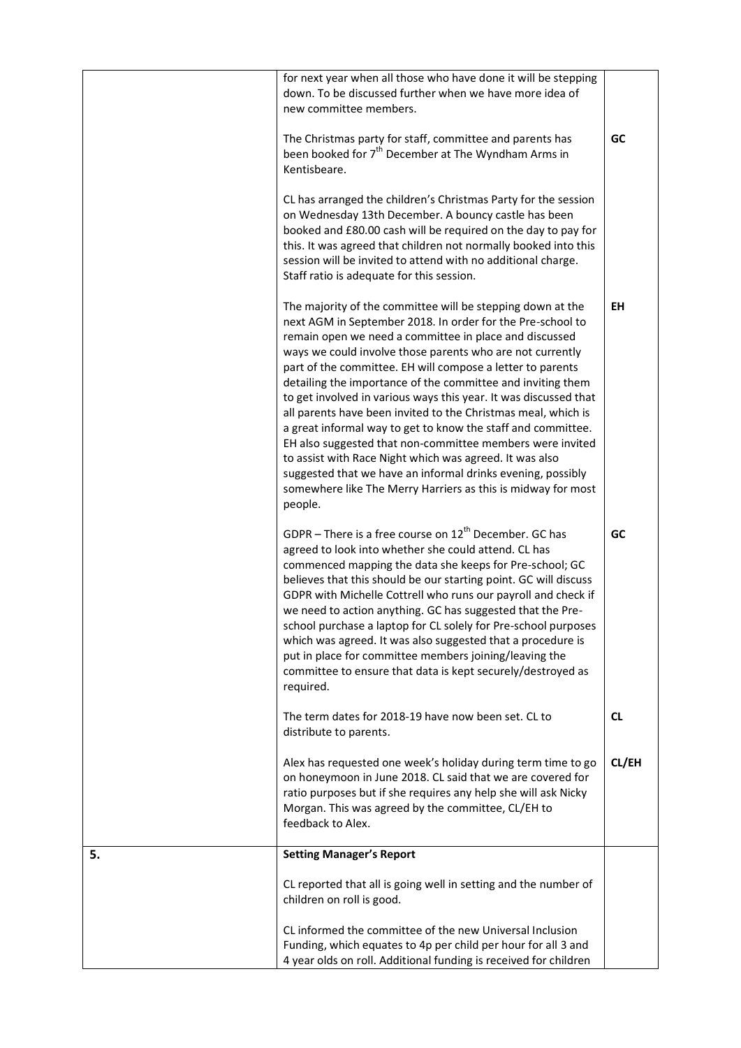| | | |
|---|---|---|
| | for next year when all those who have done it will be stepping down. To be discussed further when we have more idea of new committee members. | |
| | The Christmas party for staff, committee and parents has been booked for 7th December at The Wyndham Arms in Kentisbeare. | **GC** |
| | CL has arranged the children's Christmas Party for the session on Wednesday 13th December. A bouncy castle has been booked and £80.00 cash will be required on the day to pay for this. It was agreed that children not normally booked into this session will be invited to attend with no additional charge. Staff ratio is adequate for this session. | |
| | The majority of the committee will be stepping down at the next AGM in September 2018. In order for the Pre-school to remain open we need a committee in place and discussed ways we could involve those parents who are not currently part of the committee. EH will compose a letter to parents detailing the importance of the committee and inviting them to get involved in various ways this year. It was discussed that all parents have been invited to the Christmas meal, which is a great informal way to get to know the staff and committee. EH also suggested that non-committee members were invited to assist with Race Night which was agreed. It was also suggested that we have an informal drinks evening, possibly somewhere like The Merry Harriers as this is midway for most people. | **EH** |
| | GDPR – There is a free course on 12th December. GC has agreed to look into whether she could attend. CL has commenced mapping the data she keeps for Pre-school; GC believes that this should be our starting point. GC will discuss GDPR with Michelle Cottrell who runs our payroll and check if we need to action anything. GC has suggested that the Pre-school purchase a laptop for CL solely for Pre-school purposes which was agreed. It was also suggested that a procedure is put in place for committee members joining/leaving the committee to ensure that data is kept securely/destroyed as required. | **GC** |
| | The term dates for 2018-19 have now been set. CL to distribute to parents. | **CL** |
| | Alex has requested one week's holiday during term time to go on honeymoon in June 2018. CL said that we are covered for ratio purposes but if she requires any help she will ask Nicky Morgan. This was agreed by the committee, CL/EH to feedback to Alex. | **CL/EH** |
| **5.** | **Setting Manager's Report** | |
| | CL reported that all is going well in setting and the number of children on roll is good. | |
| | CL informed the committee of the new Universal Inclusion Funding, which equates to 4p per child per hour for all 3 and 4 year olds on roll. Additional funding is received for children | |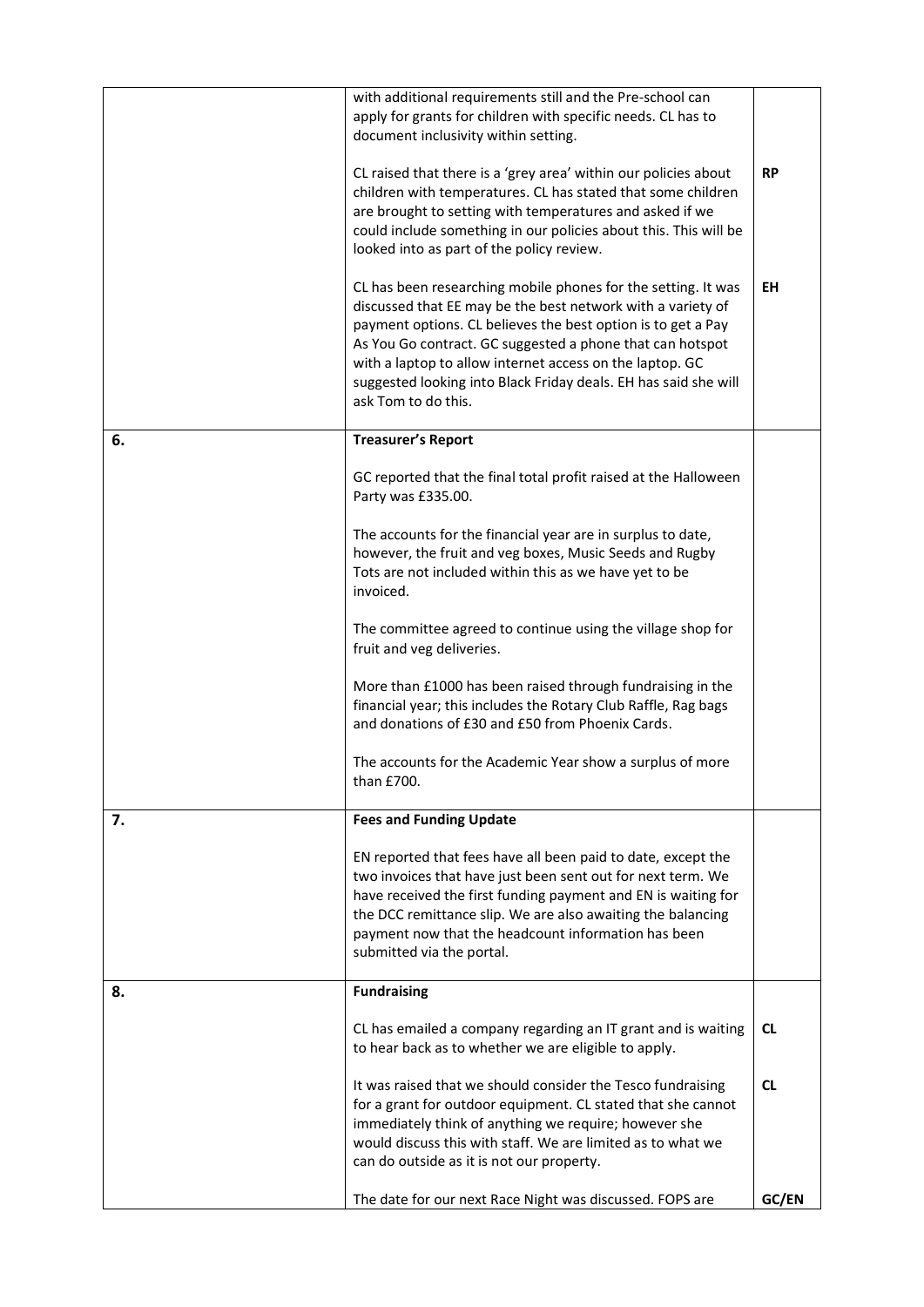| | | |
|---|---|---|
| | with additional requirements still and the Pre-school can apply for grants for children with specific needs. CL has to document inclusivity within setting.<br><br>CL raised that there is a 'grey area' within our policies about children with temperatures. CL has stated that some children are brought to setting with temperatures and asked if we could include something in our policies about this. This will be looked into as part of the policy review.<br><br>CL has been researching mobile phones for the setting. It was discussed that EE may be the best network with a variety of payment options. CL believes the best option is to get a Pay As You Go contract. GC suggested a phone that can hotspot with a laptop to allow internet access on the laptop. GC suggested looking into Black Friday deals. EH has said she will ask Tom to do this. | <br><br><br><br>**RP**<br><br><br><br><br><br>**EH** |
| **6.** | **Treasurer's Report**<br><br>GC reported that the final total profit raised at the Halloween Party was £335.00.<br><br>The accounts for the financial year are in surplus to date, however, the fruit and veg boxes, Music Seeds and Rugby Tots are not included within this as we have yet to be invoiced.<br><br>The committee agreed to continue using the village shop for fruit and veg deliveries.<br><br>More than £1000 has been raised through fundraising in the financial year; this includes the Rotary Club Raffle, Rag bags and donations of £30 and £50 from Phoenix Cards.<br><br>The accounts for the Academic Year show a surplus of more than £700. | |
| **7.** | **Fees and Funding Update**<br><br>EN reported that fees have all been paid to date, except the two invoices that have just been sent out for next term. We have received the first funding payment and EN is waiting for the DCC remittance slip. We are also awaiting the balancing payment now that the headcount information has been submitted via the portal. | |
| **8.** | **Fundraising**<br><br>CL has emailed a company regarding an IT grant and is waiting to hear back as to whether we are eligible to apply.<br><br>It was raised that we should consider the Tesco fundraising for a grant for outdoor equipment. CL stated that she cannot immediately think of anything we require; however she would discuss this with staff. We are limited as to what we can do outside as it is not our property.<br><br>The date for our next Race Night was discussed. FOPS are | <br><br>**CL**<br><br><br>**CL**<br><br><br><br><br><br>**GC/EN** |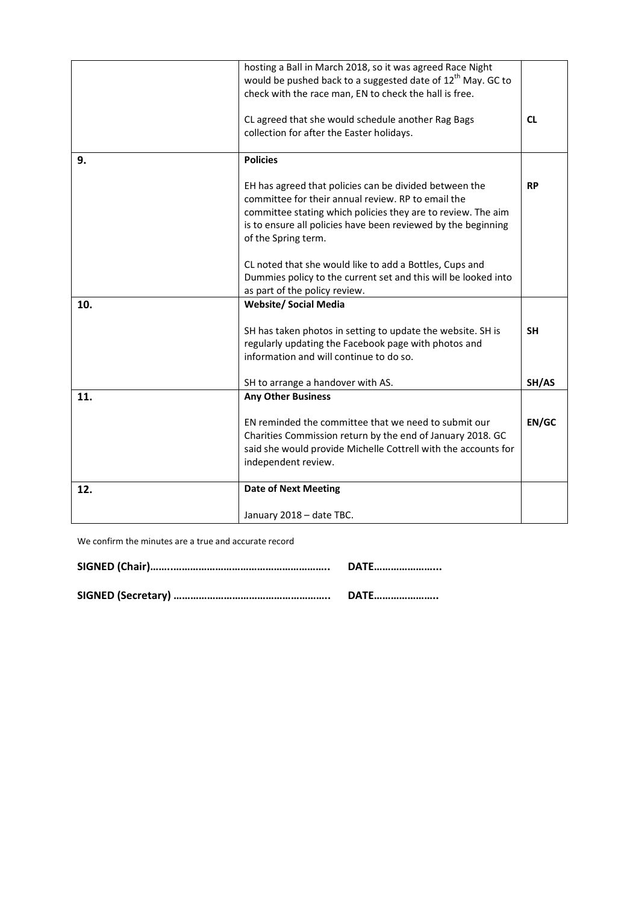| | | |
|---|---|---|
| | hosting a Ball in March 2018, so it was agreed Race Night would be pushed back to a suggested date of 12th May. GC to check with the race man, EN to check the hall is free.<br><br>CL agreed that she would schedule another Rag Bags collection for after the Easter holidays. | **CL** |
| **9.** | **Policies**<br><br>EH has agreed that policies can be divided between the committee for their annual review. RP to email the committee stating which policies they are to review. The aim is to ensure all policies have been reviewed by the beginning of the Spring term.<br><br>CL noted that she would like to add a Bottles, Cups and Dummies policy to the current set and this will be looked into as part of the policy review. | **RP** |
| **10.** | **Website/ Social Media**<br><br>SH has taken photos in setting to update the website. SH is regularly updating the Facebook page with photos and information and will continue to do so.<br><br>SH to arrange a handover with AS. | **SH**<br><br>**SH/AS** |
| **11.** | **Any Other Business**<br><br>EN reminded the committee that we need to submit our Charities Commission return by the end of January 2018. GC said she would provide Michelle Cottrell with the accounts for independent review. | **EN/GC** |
| **12.** | **Date of Next Meeting**<br><br>January 2018 – date TBC. | |

We confirm the minutes are a true and accurate record

**SIGNED (Chair)……..………………………………………………. DATE…………………...**

**SIGNED (Secretary) ……………………………………………….. DATE…………………..**